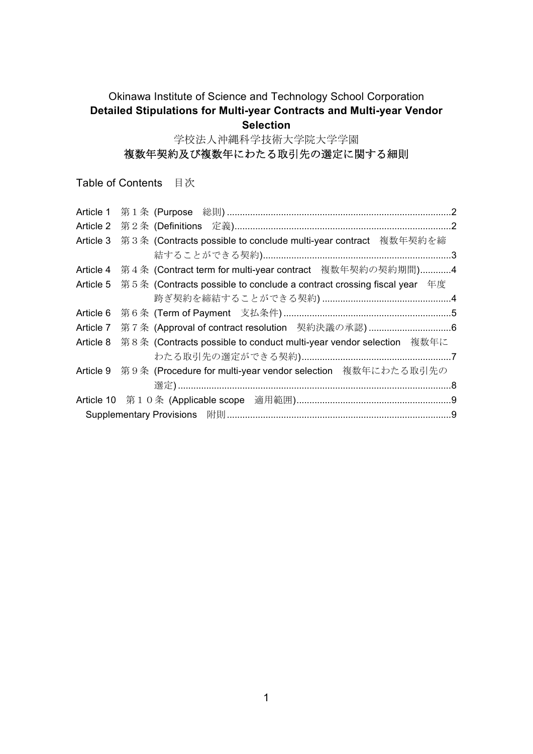Okinawa Institute of Science and Technology School Corporation

**Detailed Stipulations for Multi-year Contracts and Multi-year Vendor Selection**

学校法人沖縄科学技術大学院大学学園

複数年契約及び複数年にわたる取引先の選定に関する細則

Table of Contents　目次

Article 1　第１条 (Purpose　総則) ....................................................................................2

Article 2　第２条 (Definitions　定義)..................................................................................2

Article 3　第３条 (Contracts possible to conclude multi-year contract　複数年契約を締結することができる契約).......................................................................3

Article 4　第４条 (Contract term for multi-year contract　複数年契約の契約期間)............4

Article 5　第５条 (Contracts possible to conclude a contract crossing fiscal year　年度跨ぎ契約を締結することができる契約) .................................................4

Article 6　第６条 (Term of Payment　支払条件) ................................................................5

Article 7　第７条 (Approval of contract resolution　契約決議の承認) ...............................6

Article 8　第８条 (Contracts possible to conduct multi-year vendor selection　複数年にわたる取引先の選定ができる契約).........................................................7

Article 9　第９条 (Procedure for multi-year vendor selection　複数年にわたる取引先の選定) ........................................................................................................8

Article 10　第１０条 (Applicable scope　適用範囲)..........................................................9

Supplementary Provisions　附則 .....................................................................................9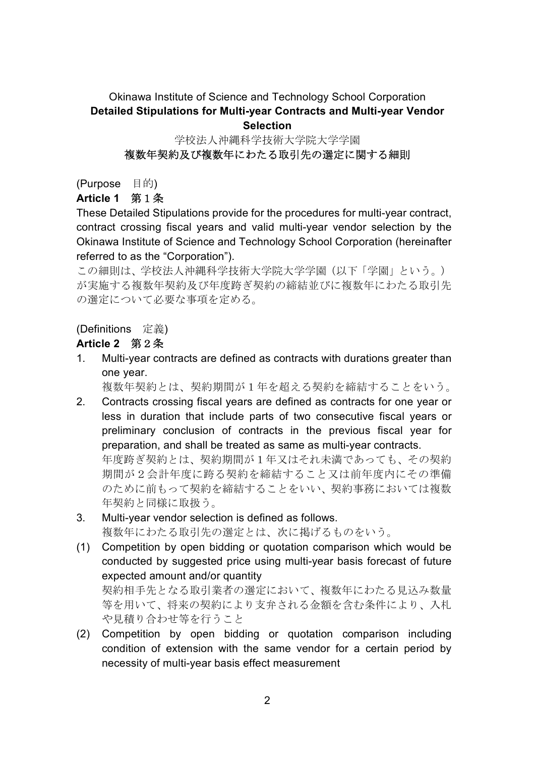Okinawa Institute of Science and Technology School Corporation

**Detailed Stipulations for Multi-year Contracts and Multi-year Vendor Selection**

学校法人沖縄科学技術大学院大学学園

**複数年契約及び複数年にわたる取引先の選定に関する細則**

(Purpose　目的)

**Article 1**　第１条

These Detailed Stipulations provide for the procedures for multi-year contract, contract crossing fiscal years and valid multi-year vendor selection by the Okinawa Institute of Science and Technology School Corporation (hereinafter referred to as the "Corporation").

この細則は、学校法人沖縄科学技術大学院大学学園（以下「学園」という。）が実施する複数年契約及び年度跨ぎ契約の締結並びに複数年にわたる取引先の選定について必要な事項を定める。

(Definitions　定義)

**Article 2**　第２条

1. Multi-year contracts are defined as contracts with durations greater than one year.
   複数年契約とは、契約期間が１年を超える契約を締結することをいう。
2. Contracts crossing fiscal years are defined as contracts for one year or less in duration that include parts of two consecutive fiscal years or preliminary conclusion of contracts in the previous fiscal year for preparation, and shall be treated as same as multi-year contracts.
   年度跨ぎ契約とは、契約期間が１年又はそれ未満であっても、その契約期間が２会計年度に跨る契約を締結すること又は前年度内にその準備のために前もって契約を締結することをいい、契約事務においては複数年契約と同様に取扱う。
3. Multi-year vendor selection is defined as follows.
   複数年にわたる取引先の選定とは、次に掲げるものをいう。

(1) Competition by open bidding or quotation comparison which would be conducted by suggested price using multi-year basis forecast of future expected amount and/or quantity
契約相手先となる取引業者の選定において、複数年にわたる見込み数量等を用いて、将来の契約により支弁される金額を含む条件により、入札や見積り合わせ等を行うこと

(2) Competition by open bidding or quotation comparison including condition of extension with the same vendor for a certain period by necessity of multi-year basis effect measurement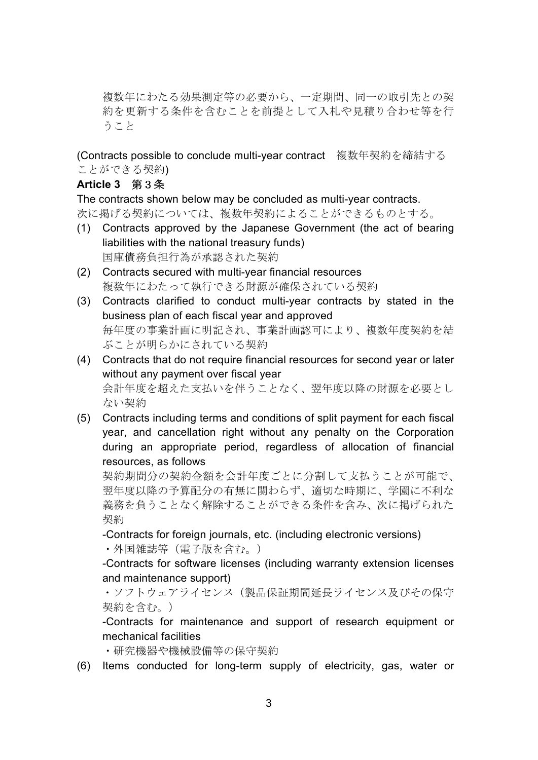複数年にわたる効果測定等の必要から、一定期間、同一の取引先との契約を更新する条件を含むことを前提として入札や見積り合わせ等を行うこと

(Contracts possible to conclude multi-year contract　複数年契約を締結することができる契約)

**Article 3**　第３条

The contracts shown below may be concluded as multi-year contracts.
次に掲げる契約については、複数年契約によることができるものとする。

(1) Contracts approved by the Japanese Government (the act of bearing liabilities with the national treasury funds)
国庫債務負担行為が承認された契約

(2) Contracts secured with multi-year financial resources
複数年にわたって執行できる財源が確保されている契約

(3) Contracts clarified to conduct multi-year contracts by stated in the business plan of each fiscal year and approved
毎年度の事業計画に明記され、事業計画認可により、複数年度契約を結ぶことが明らかにされている契約

(4) Contracts that do not require financial resources for second year or later without any payment over fiscal year
会計年度を超えた支払いを伴うことなく、翌年度以降の財源を必要としない契約

(5) Contracts including terms and conditions of split payment for each fiscal year, and cancellation right without any penalty on the Corporation during an appropriate period, regardless of allocation of financial resources, as follows
契約期間分の契約金額を会計年度ごとに分割して支払うことが可能で、翌年度以降の予算配分の有無に関わらず、適切な時期に、学園に不利な義務を負うことなく解除することができる条件を含み、次に掲げられた契約

-Contracts for foreign journals, etc. (including electronic versions)
・外国雑誌等（電子版を含む。）

-Contracts for software licenses (including warranty extension licenses and maintenance support)
・ソフトウェアライセンス（製品保証期間延長ライセンス及びその保守契約を含む。）

-Contracts for maintenance and support of research equipment or mechanical facilities
・研究機器や機械設備等の保守契約

(6) Items conducted for long-term supply of electricity, gas, water or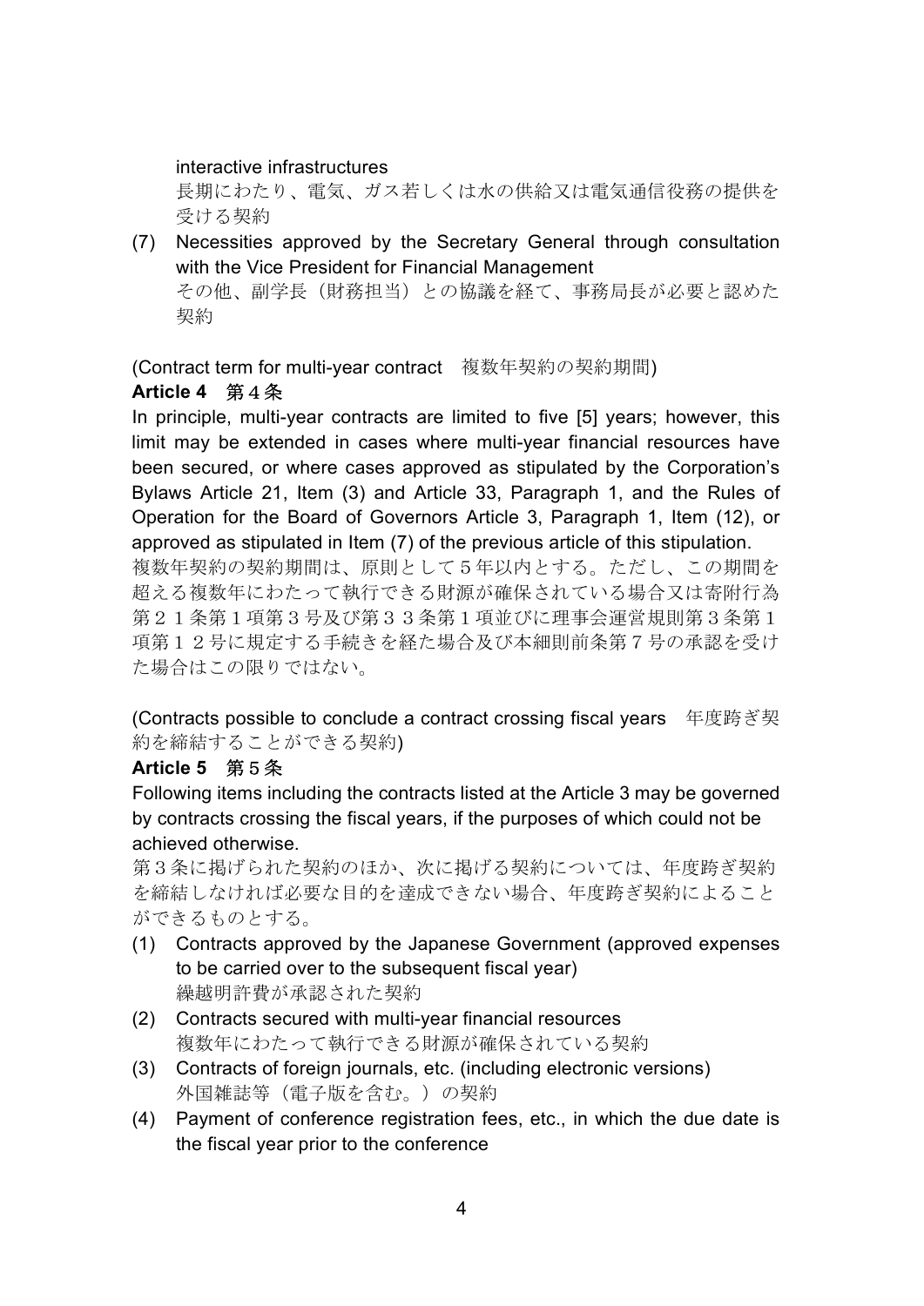interactive infrastructures
長期にわたり、電気、ガス若しくは水の供給又は電気通信役務の提供を受ける契約

(7) Necessities approved by the Secretary General through consultation with the Vice President for Financial Management
その他、副学長（財務担当）との協議を経て、事務局長が必要と認めた契約

(Contract term for multi-year contract　複数年契約の契約期間)

**Article 4**　第４条

In principle, multi-year contracts are limited to five [5] years; however, this limit may be extended in cases where multi-year financial resources have been secured, or where cases approved as stipulated by the Corporation's Bylaws Article 21, Item (3) and Article 33, Paragraph 1, and the Rules of Operation for the Board of Governors Article 3, Paragraph 1, Item (12), or approved as stipulated in Item (7) of the previous article of this stipulation.

複数年契約の契約期間は、原則として５年以内とする。ただし、この期間を超える複数年にわたって執行できる財源が確保されている場合又は寄附行為第２１条第１項第３号及び第３３条第１項並びに理事会運営規則第３条第１項第１２号に規定する手続きを経た場合及び本細則前条第７号の承認を受けた場合はこの限りではない。

(Contracts possible to conclude a contract crossing fiscal years　年度跨ぎ契約を締結することができる契約)

**Article 5**　第５条

Following items including the contracts listed at the Article 3 may be governed by contracts crossing the fiscal years, if the purposes of which could not be achieved otherwise.

第３条に掲げられた契約のほか、次に掲げる契約については、年度跨ぎ契約を締結しなければ必要な目的を達成できない場合、年度跨ぎ契約によることができるものとする。

(1) Contracts approved by the Japanese Government (approved expenses to be carried over to the subsequent fiscal year)
繰越明許費が承認された契約

(2) Contracts secured with multi-year financial resources
複数年にわたって執行できる財源が確保されている契約

(3) Contracts of foreign journals, etc. (including electronic versions)
外国雑誌等（電子版を含む。）の契約

(4) Payment of conference registration fees, etc., in which the due date is the fiscal year prior to the conference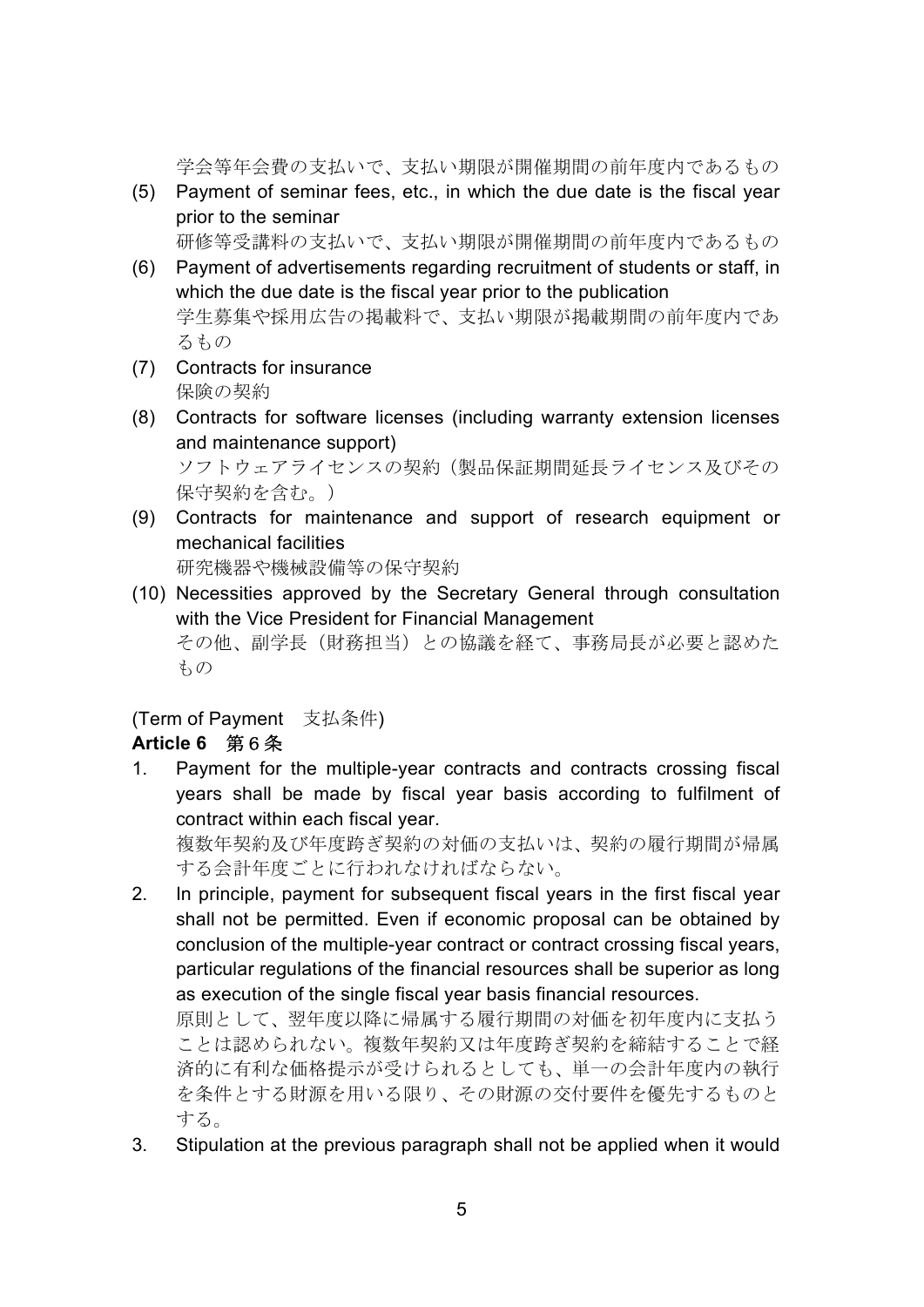学会等年会費の支払いで、支払い期限が開催期間の前年度内であるもの

(5) Payment of seminar fees, etc., in which the due date is the fiscal year prior to the seminar
研修等受講料の支払いで、支払い期限が開催期間の前年度内であるもの

(6) Payment of advertisements regarding recruitment of students or staff, in which the due date is the fiscal year prior to the publication
学生募集や採用広告の掲載料で、支払い期限が掲載期間の前年度内であるもの

(7) Contracts for insurance
保険の契約

(8) Contracts for software licenses (including warranty extension licenses and maintenance support)
ソフトウェアライセンスの契約（製品保証期間延長ライセンス及びその保守契約を含む。）

(9) Contracts for maintenance and support of research equipment or mechanical facilities
研究機器や機械設備等の保守契約

(10) Necessities approved by the Secretary General through consultation with the Vice President for Financial Management
その他、副学長（財務担当）との協議を経て、事務局長が必要と認めたもの

(Term of Payment　支払条件)

**Article 6　第 6 条**

1. Payment for the multiple-year contracts and contracts crossing fiscal years shall be made by fiscal year basis according to fulfilment of contract within each fiscal year.
複数年契約及び年度跨ぎ契約の対価の支払いは、契約の履行期間が帰属する会計年度ごとに行われなければならない。

2. In principle, payment for subsequent fiscal years in the first fiscal year shall not be permitted. Even if economic proposal can be obtained by conclusion of the multiple-year contract or contract crossing fiscal years, particular regulations of the financial resources shall be superior as long as execution of the single fiscal year basis financial resources.
原則として、翌年度以降に帰属する履行期間の対価を初年度内に支払うことは認められない。複数年契約又は年度跨ぎ契約を締結することで経済的に有利な価格提示が受けられるとしても、単一の会計年度内の執行を条件とする財源を用いる限り、その財源の交付要件を優先するものとする。

3. Stipulation at the previous paragraph shall not be applied when it would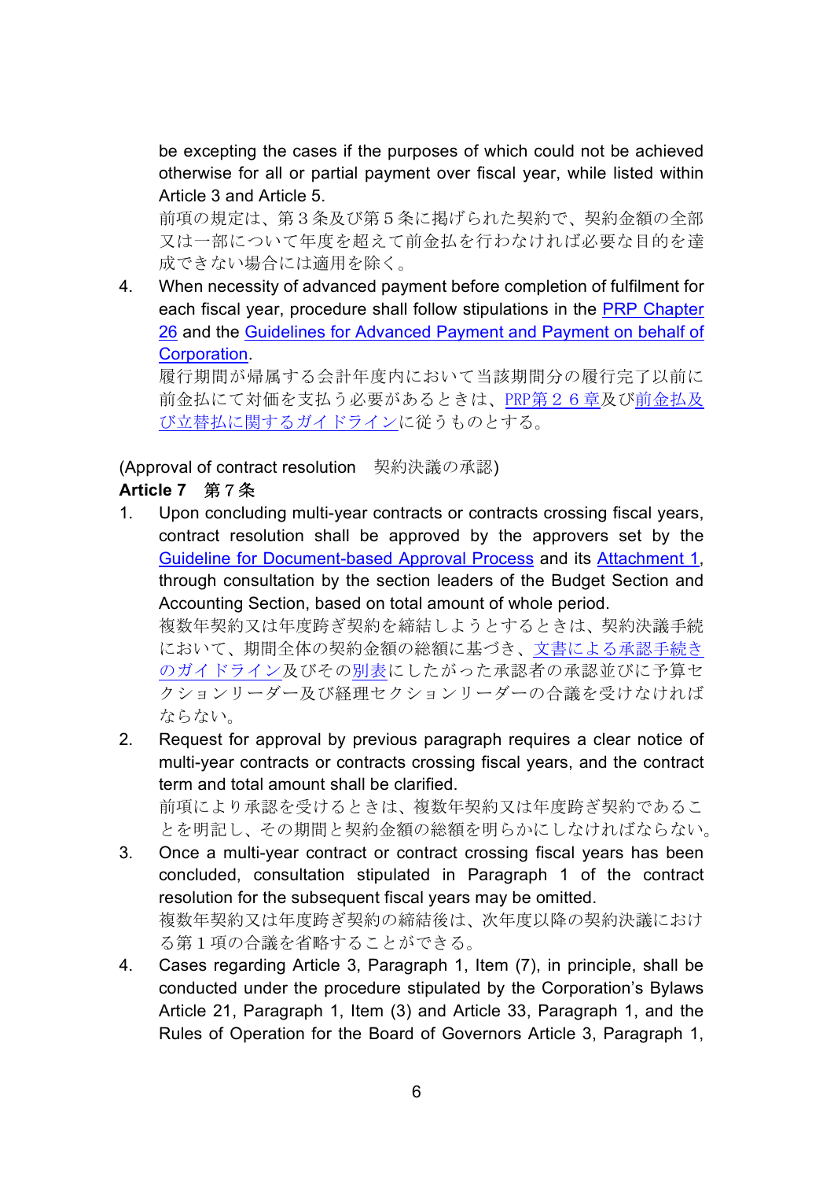be excepting the cases if the purposes of which could not be achieved otherwise for all or partial payment over fiscal year, while listed within Article 3 and Article 5.
前項の規定は、第３条及び第５条に掲げられた契約で、契約金額の全部又は一部について年度を超えて前金払を行わなければ必要な目的を達成できない場合には適用を除く。

4. When necessity of advanced payment before completion of fulfilment for each fiscal year, procedure shall follow stipulations in the PRP Chapter 26 and the Guidelines for Advanced Payment and Payment on behalf of Corporation.
履行期間が帰属する会計年度内において当該期間分の履行完了以前に前金払にて対価を支払う必要があるときは、PRP第２６章及び前金払及び立替払に関するガイドラインに従うものとする。

(Approval of contract resolution　契約決議の承認)

**Article 7　第７条**

1. Upon concluding multi-year contracts or contracts crossing fiscal years, contract resolution shall be approved by the approvers set by the Guideline for Document-based Approval Process and its Attachment 1, through consultation by the section leaders of the Budget Section and Accounting Section, based on total amount of whole period.
複数年契約又は年度跨ぎ契約を締結しようとするときは、契約決議手続において、期間全体の契約金額の総額に基づき、文書による承認手続きのガイドライン及びその別表にしたがった承認者の承認並びに予算セクションリーダー及び経理セクションリーダーの合議を受けなければならない。
2. Request for approval by previous paragraph requires a clear notice of multi-year contracts or contracts crossing fiscal years, and the contract term and total amount shall be clarified.
前項により承認を受けるときは、複数年契約又は年度跨ぎ契約であることを明記し、その期間と契約金額の総額を明らかにしなければならない。
3. Once a multi-year contract or contract crossing fiscal years has been concluded, consultation stipulated in Paragraph 1 of the contract resolution for the subsequent fiscal years may be omitted.
複数年契約又は年度跨ぎ契約の締結後は、次年度以降の契約決議における第１項の合議を省略することができる。
4. Cases regarding Article 3, Paragraph 1, Item (7), in principle, shall be conducted under the procedure stipulated by the Corporation's Bylaws Article 21, Paragraph 1, Item (3) and Article 33, Paragraph 1, and the Rules of Operation for the Board of Governors Article 3, Paragraph 1,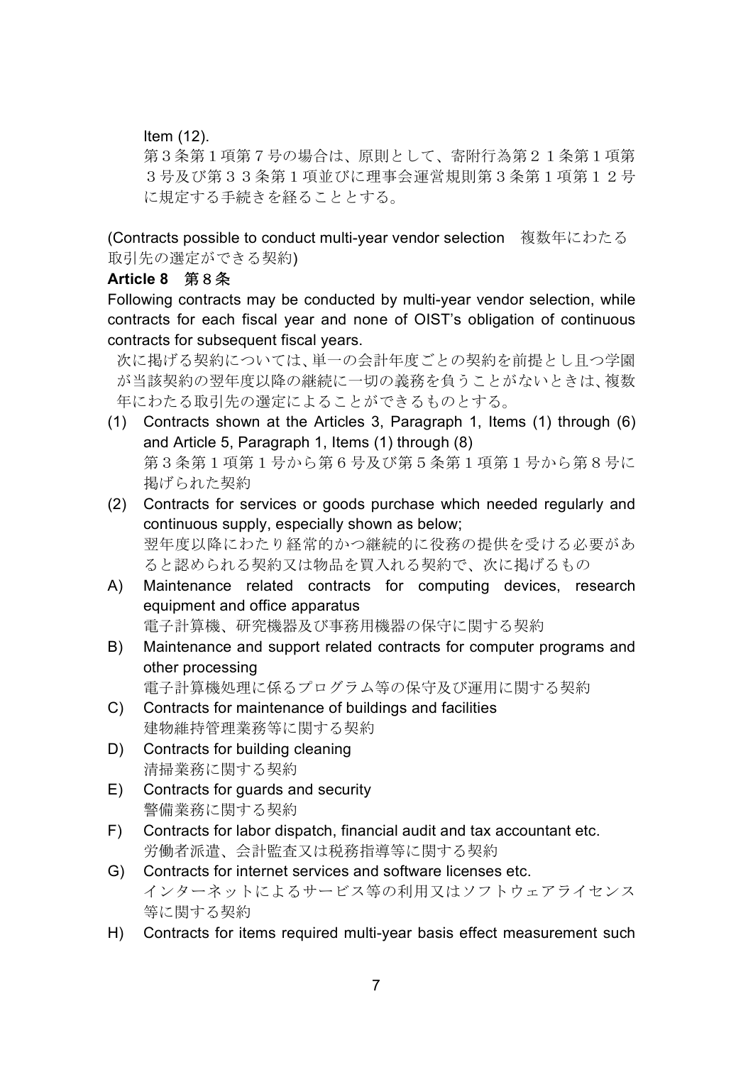Item (12).

第３条第１項第７号の場合は、原則として、寄附行為第２１条第１項第３号及び第３３条第１項並びに理事会運営規則第３条第１項第１２号に規定する手続きを経ることとする。

(Contracts possible to conduct multi-year vendor selection　複数年にわたる取引先の選定ができる契約)

**Article 8　第８条**

Following contracts may be conducted by multi-year vendor selection, while contracts for each fiscal year and none of OIST's obligation of continuous contracts for subsequent fiscal years.

次に掲げる契約については、単一の会計年度ごとの契約を前提とし且つ学園が当該契約の翌年度以降の継続に一切の義務を負うことがないときは、複数年にわたる取引先の選定によることができるものとする。

(1) Contracts shown at the Articles 3, Paragraph 1, Items (1) through (6) and Article 5, Paragraph 1, Items (1) through (8)
第３条第１項第１号から第６号及び第５条第１項第１号から第８号に掲げられた契約

(2) Contracts for services or goods purchase which needed regularly and continuous supply, especially shown as below;
翌年度以降にわたり経常的かつ継続的に役務の提供を受ける必要があると認められる契約又は物品を買入れる契約で、次に掲げるもの

A) Maintenance related contracts for computing devices, research equipment and office apparatus
電子計算機、研究機器及び事務用機器の保守に関する契約

B) Maintenance and support related contracts for computer programs and other processing
電子計算機処理に係るプログラム等の保守及び運用に関する契約

C) Contracts for maintenance of buildings and facilities
建物維持管理業務等に関する契約

D) Contracts for building cleaning
清掃業務に関する契約

E) Contracts for guards and security
警備業務に関する契約

F) Contracts for labor dispatch, financial audit and tax accountant etc.
労働者派遣、会計監査又は税務指導等に関する契約

G) Contracts for internet services and software licenses etc.
インターネットによるサービス等の利用又はソフトウェアライセンス等に関する契約

H) Contracts for items required multi-year basis effect measurement such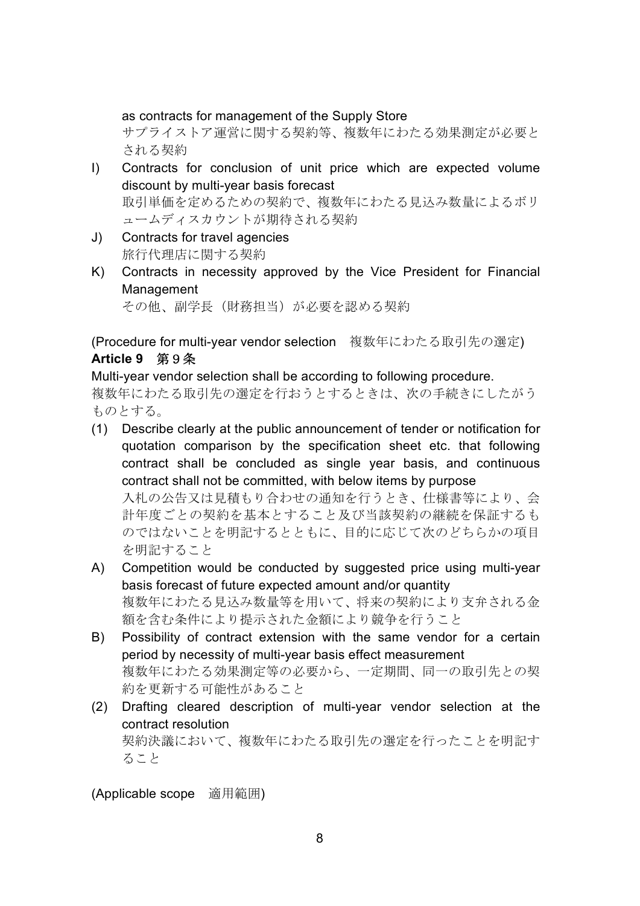as contracts for management of the Supply Store
サプライストア運営に関する契約等、複数年にわたる効果測定が必要とされる契約

I) Contracts for conclusion of unit price which are expected volume discount by multi-year basis forecast
取引単価を定めるための契約で、複数年にわたる見込み数量によるボリュームディスカウントが期待される契約

J) Contracts for travel agencies
旅行代理店に関する契約

K) Contracts in necessity approved by the Vice President for Financial Management
その他、副学長（財務担当）が必要を認める契約

(Procedure for multi-year vendor selection　複数年にわたる取引先の選定)

**Article 9　第9条**

Multi-year vendor selection shall be according to following procedure.
複数年にわたる取引先の選定を行おうとするときは、次の手続きにしたがうものとする。

(1) Describe clearly at the public announcement of tender or notification for quotation comparison by the specification sheet etc. that following contract shall be concluded as single year basis, and continuous contract shall not be committed, with below items by purpose
入札の公告又は見積もり合わせの通知を行うとき、仕様書等により、会計年度ごとの契約を基本とすること及び当該契約の継続を保証するものではないことを明記するとともに、目的に応じて次のどちらかの項目を明記すること

A) Competition would be conducted by suggested price using multi-year basis forecast of future expected amount and/or quantity
複数年にわたる見込み数量等を用いて、将来の契約により支弁される金額を含む条件により提示された金額により競争を行うこと

B) Possibility of contract extension with the same vendor for a certain period by necessity of multi-year basis effect measurement
複数年にわたる効果測定等の必要から、一定期間、同一の取引先との契約を更新する可能性があること

(2) Drafting cleared description of multi-year vendor selection at the contract resolution
契約決議において、複数年にわたる取引先の選定を行ったことを明記すること

(Applicable scope　適用範囲)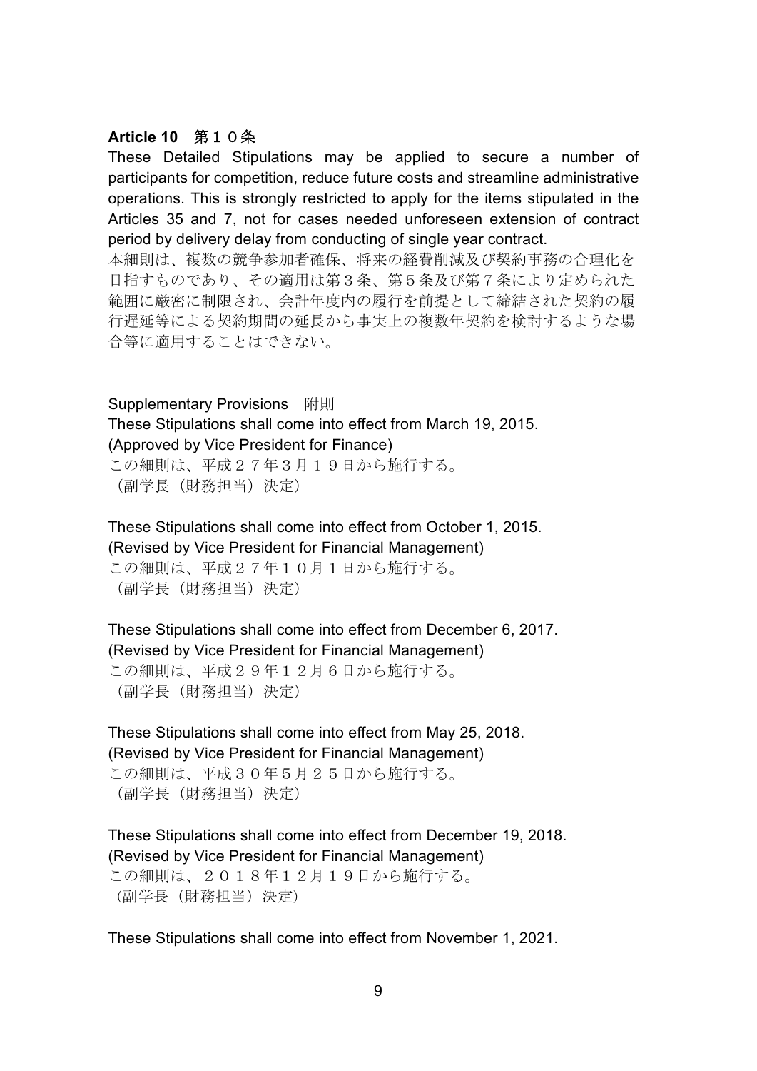**Article 10**　第１０条

These Detailed Stipulations may be applied to secure a number of participants for competition, reduce future costs and streamline administrative operations. This is strongly restricted to apply for the items stipulated in the Articles 35 and 7, not for cases needed unforeseen extension of contract period by delivery delay from conducting of single year contract.

本細則は、複数の競争参加者確保、将来の経費削減及び契約事務の合理化を目指すものであり、その適用は第３条、第５条及び第７条により定められた範囲に厳密に制限され、会計年度内の履行を前提として締結された契約の履行遅延等による契約期間の延長から事実上の複数年契約を検討するような場合等に適用することはできない。

Supplementary Provisions　附則

These Stipulations shall come into effect from March 19, 2015.
(Approved by Vice President for Finance)
この細則は、平成２７年３月１９日から施行する。
（副学長（財務担当）決定）

These Stipulations shall come into effect from October 1, 2015.
(Revised by Vice President for Financial Management)
この細則は、平成２７年１０月１日から施行する。
（副学長（財務担当）決定）

These Stipulations shall come into effect from December 6, 2017.
(Revised by Vice President for Financial Management)
この細則は、平成２９年１２月６日から施行する。
（副学長（財務担当）決定）

These Stipulations shall come into effect from May 25, 2018.
(Revised by Vice President for Financial Management)
この細則は、平成３０年５月２５日から施行する。
（副学長（財務担当）決定）

These Stipulations shall come into effect from December 19, 2018.
(Revised by Vice President for Financial Management)
この細則は、２０１８年１２月１９日から施行する。
（副学長（財務担当）決定）

These Stipulations shall come into effect from November 1, 2021.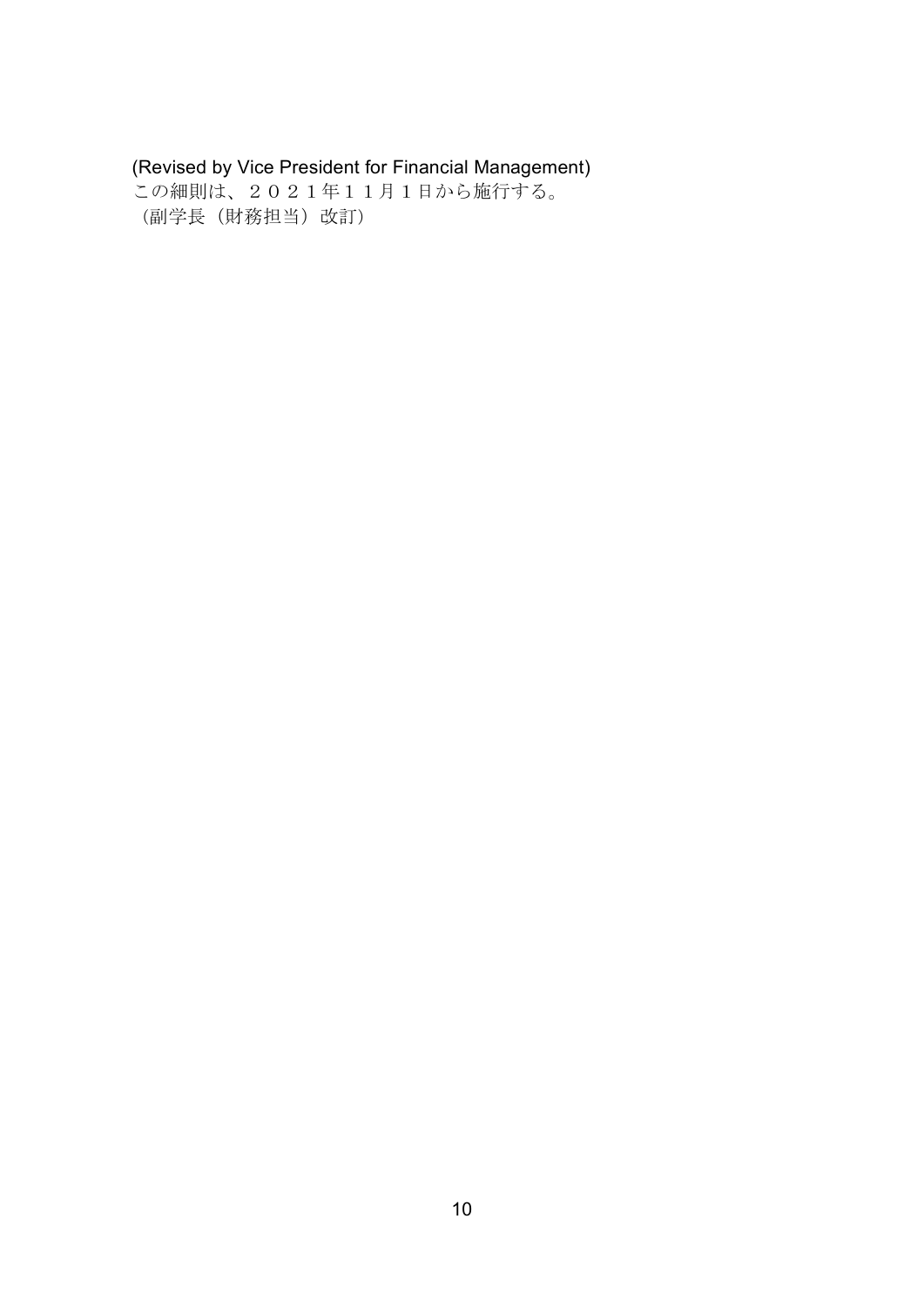(Revised by Vice President for Financial Management)
この細則は、２０２１年１１月１日から施行する。
（副学長（財務担当）改訂）